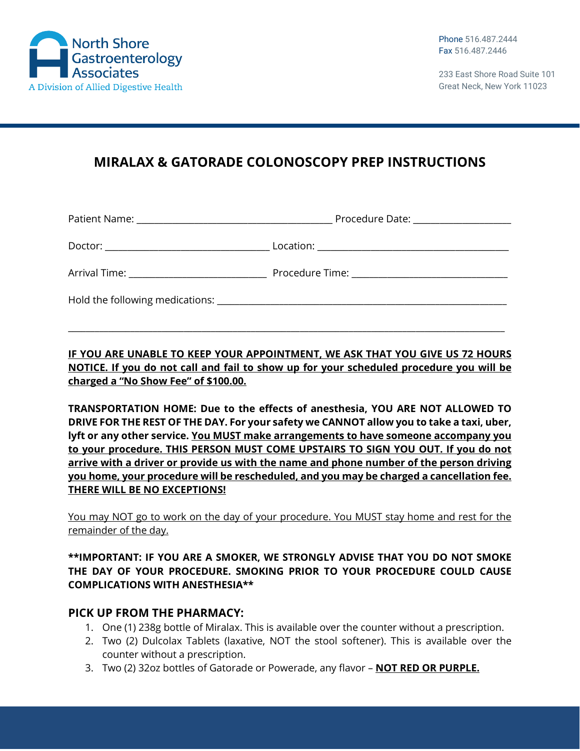North Shore Gastroenterology Associates
A Division of Allied Digestive Health

Phone 516.487.2444
Fax 516.487.2446

233 East Shore Road Suite 101
Great Neck, New York 11023

# MIRALAX & GATORADE COLONOSCOPY PREP INSTRUCTIONS

Patient Name: ______________________________ Procedure Date: ________________

Doctor: ___________________________ Location: ______________________________

Arrival Time: ______________________ Procedure Time: _________________________

Hold the following medications: ____________________________________________

_______________________________________________________________________

**<u>IF YOU ARE UNABLE TO KEEP YOUR APPOINTMENT, WE ASK THAT YOU GIVE US 72 HOURS NOTICE. If you do not call and fail to show up for your scheduled procedure you will be charged a "No Show Fee" of $100.00.</u>**

**TRANSPORTATION HOME: Due to the effects of anesthesia, YOU ARE NOT ALLOWED TO DRIVE FOR THE REST OF THE DAY. For your safety we CANNOT allow you to take a taxi, uber, lyft or any other service. <u>You MUST make arrangements to have someone accompany you to your procedure. THIS PERSON MUST COME UPSTAIRS TO SIGN YOU OUT. If you do not arrive with a driver or provide us with the name and phone number of the person driving you home, your procedure will be rescheduled, and you may be charged a cancellation fee. THERE WILL BE NO EXCEPTIONS!</u>**

<u>You may NOT go to work on the day of your procedure. You MUST stay home and rest for the remainder of the day.</u>

**\*\*IMPORTANT: IF YOU ARE A SMOKER, WE STRONGLY ADVISE THAT YOU DO NOT SMOKE THE DAY OF YOUR PROCEDURE. SMOKING PRIOR TO YOUR PROCEDURE COULD CAUSE COMPLICATIONS WITH ANESTHESIA\*\***

## PICK UP FROM THE PHARMACY:

1. One (1) 238g bottle of Miralax. This is available over the counter without a prescription.
2. Two (2) Dulcolax Tablets (laxative, NOT the stool softener). This is available over the counter without a prescription.
3. Two (2) 32oz bottles of Gatorade or Powerade, any flavor – **<u>NOT RED OR PURPLE.</u>**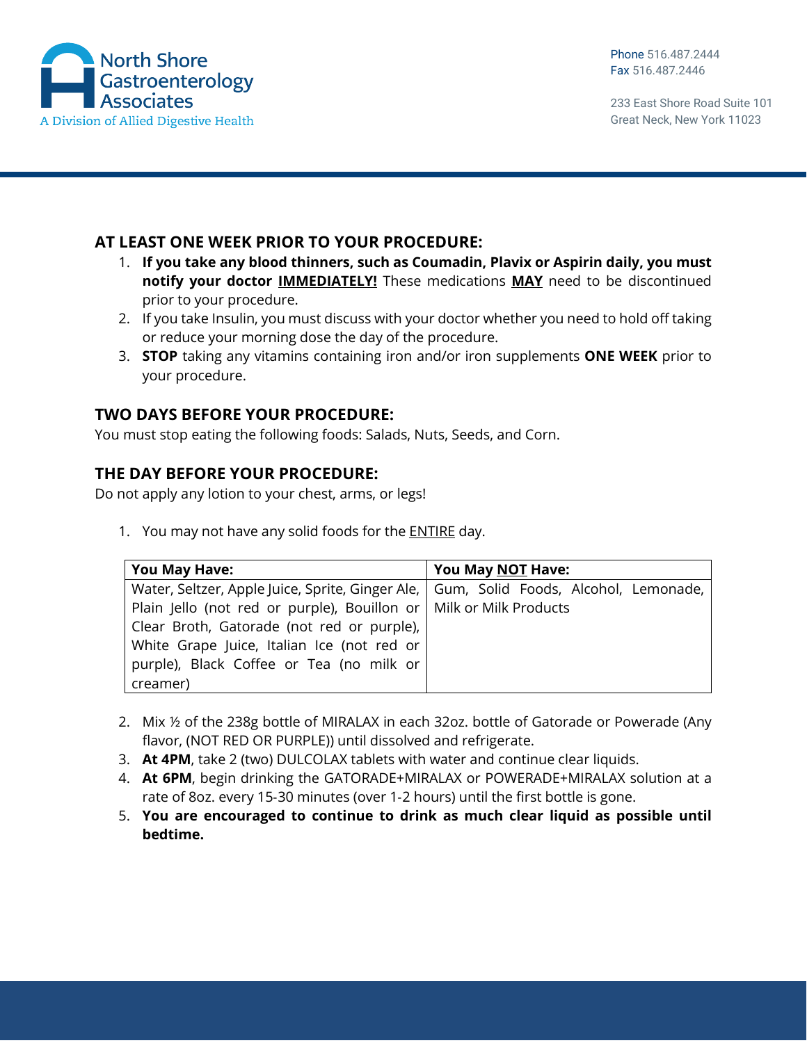## AT LEAST ONE WEEK PRIOR TO YOUR PROCEDURE:

1. **If you take any blood thinners, such as Coumadin, Plavix or Aspirin daily, you must notify your doctor IMMEDIATELY!** These medications **MAY** need to be discontinued prior to your procedure.
2. If you take Insulin, you must discuss with your doctor whether you need to hold off taking or reduce your morning dose the day of the procedure.
3. **STOP** taking any vitamins containing iron and/or iron supplements **ONE WEEK** prior to your procedure.

## TWO DAYS BEFORE YOUR PROCEDURE:

You must stop eating the following foods: Salads, Nuts, Seeds, and Corn.

## THE DAY BEFORE YOUR PROCEDURE:

Do not apply any lotion to your chest, arms, or legs!

1. You may not have any solid foods for the ENTIRE day.

| You May Have: | You May NOT Have: |
| --- | --- |
| Water, Seltzer, Apple Juice, Sprite, Ginger Ale, Plain Jello (not red or purple), Bouillon or Clear Broth, Gatorade (not red or purple), White Grape Juice, Italian Ice (not red or purple), Black Coffee or Tea (no milk or creamer) | Gum, Solid Foods, Alcohol, Lemonade, Milk or Milk Products |

2. Mix ½ of the 238g bottle of MIRALAX in each 32oz. bottle of Gatorade or Powerade (Any flavor, (NOT RED OR PURPLE)) until dissolved and refrigerate.
3. **At 4PM**, take 2 (two) DULCOLAX tablets with water and continue clear liquids.
4. **At 6PM**, begin drinking the GATORADE+MIRALAX or POWERADE+MIRALAX solution at a rate of 8oz. every 15-30 minutes (over 1-2 hours) until the first bottle is gone.
5. **You are encouraged to continue to drink as much clear liquid as possible until bedtime.**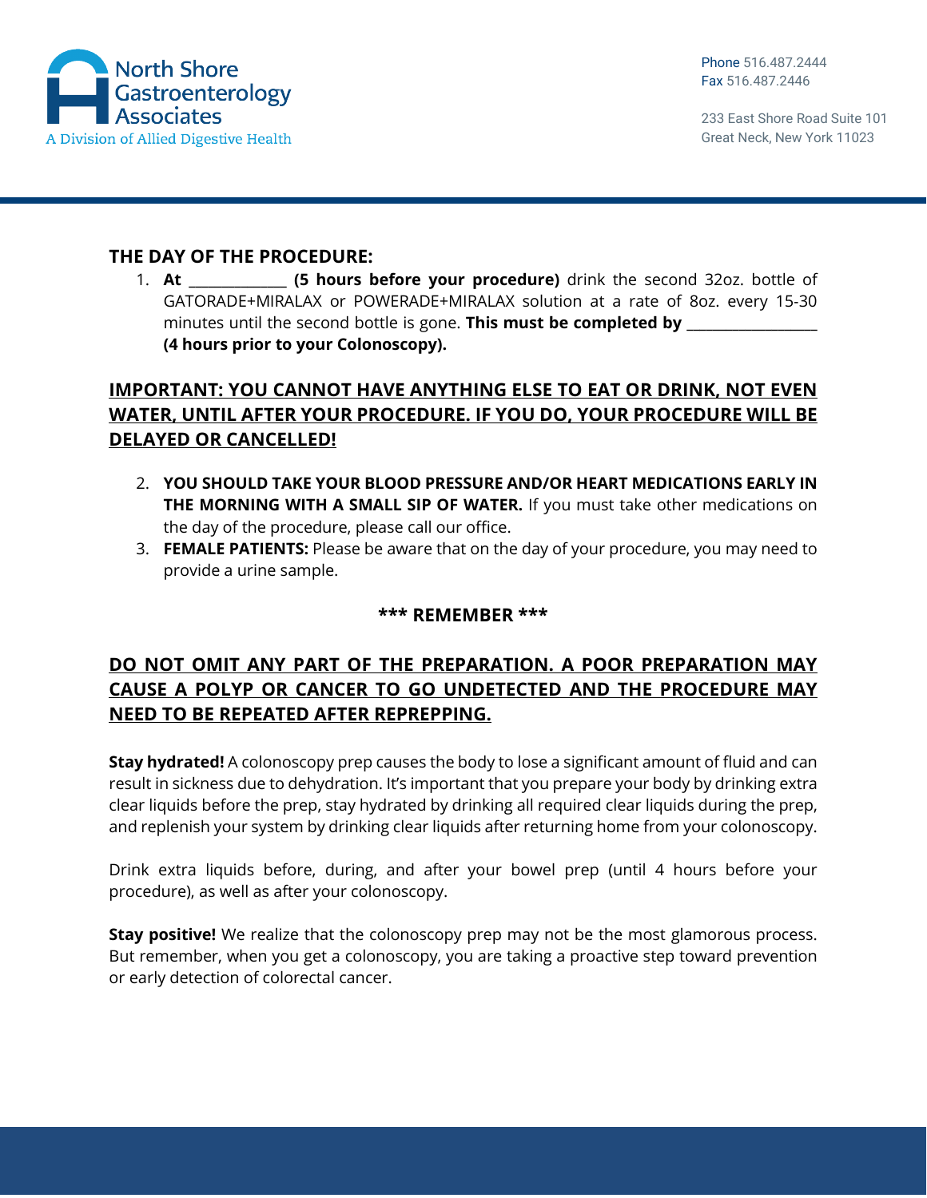## THE DAY OF THE PROCEDURE:

1. **At _____________ (5 hours before your procedure)** drink the second 32oz. bottle of GATORADE+MIRALAX or POWERADE+MIRALAX solution at a rate of 8oz. every 15-30 minutes until the second bottle is gone. **This must be completed by _________________ (4 hours prior to your Colonoscopy).**

**IMPORTANT: YOU CANNOT HAVE ANYTHING ELSE TO EAT OR DRINK, NOT EVEN WATER, UNTIL AFTER YOUR PROCEDURE. IF YOU DO, YOUR PROCEDURE WILL BE DELAYED OR CANCELLED!**

2. **YOU SHOULD TAKE YOUR BLOOD PRESSURE AND/OR HEART MEDICATIONS EARLY IN THE MORNING WITH A SMALL SIP OF WATER.** If you must take other medications on the day of the procedure, please call our office.
3. **FEMALE PATIENTS:** Please be aware that on the day of your procedure, you may need to provide a urine sample.

**\*\*\* REMEMBER \*\*\***

**DO NOT OMIT ANY PART OF THE PREPARATION. A POOR PREPARATION MAY CAUSE A POLYP OR CANCER TO GO UNDETECTED AND THE PROCEDURE MAY NEED TO BE REPEATED AFTER REPREPPING.**

**Stay hydrated!** A colonoscopy prep causes the body to lose a significant amount of fluid and can result in sickness due to dehydration. It's important that you prepare your body by drinking extra clear liquids before the prep, stay hydrated by drinking all required clear liquids during the prep, and replenish your system by drinking clear liquids after returning home from your colonoscopy.

Drink extra liquids before, during, and after your bowel prep (until 4 hours before your procedure), as well as after your colonoscopy.

**Stay positive!** We realize that the colonoscopy prep may not be the most glamorous process. But remember, when you get a colonoscopy, you are taking a proactive step toward prevention or early detection of colorectal cancer.